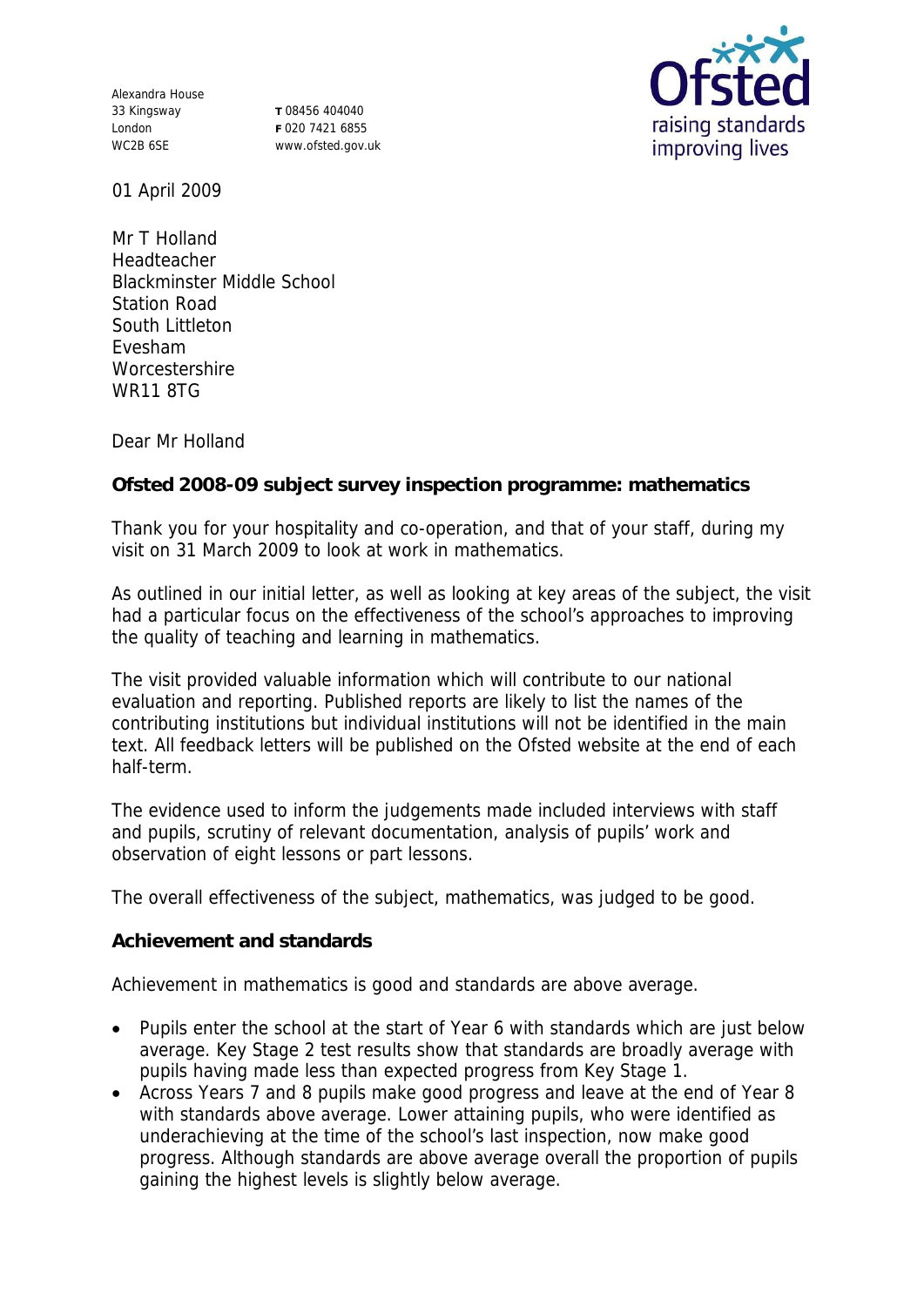Alexandra House
33 Kingsway
London
WC2B 6SE

T 08456 404040
F 020 7421 6855
www.ofsted.gov.uk

01 April 2009

Mr T Holland
Headteacher
Blackminster Middle School
Station Road
South Littleton
Evesham
Worcestershire
WR11 8TG

Dear Mr Holland

**Ofsted 2008-09 subject survey inspection programme: mathematics**

Thank you for your hospitality and co-operation, and that of your staff, during my visit on 31 March 2009 to look at work in mathematics.

As outlined in our initial letter, as well as looking at key areas of the subject, the visit had a particular focus on the effectiveness of the school's approaches to improving the quality of teaching and learning in mathematics.

The visit provided valuable information which will contribute to our national evaluation and reporting. Published reports are likely to list the names of the contributing institutions but individual institutions will not be identified in the main text. All feedback letters will be published on the Ofsted website at the end of each half-term.

The evidence used to inform the judgements made included interviews with staff and pupils, scrutiny of relevant documentation, analysis of pupils' work and observation of eight lessons or part lessons.

The overall effectiveness of the subject, mathematics, was judged to be good.

**Achievement and standards**

Achievement in mathematics is good and standards are above average.

- Pupils enter the school at the start of Year 6 with standards which are just below average. Key Stage 2 test results show that standards are broadly average with pupils having made less than expected progress from Key Stage 1.
- Across Years 7 and 8 pupils make good progress and leave at the end of Year 8 with standards above average. Lower attaining pupils, who were identified as underachieving at the time of the school's last inspection, now make good progress. Although standards are above average overall the proportion of pupils gaining the highest levels is slightly below average.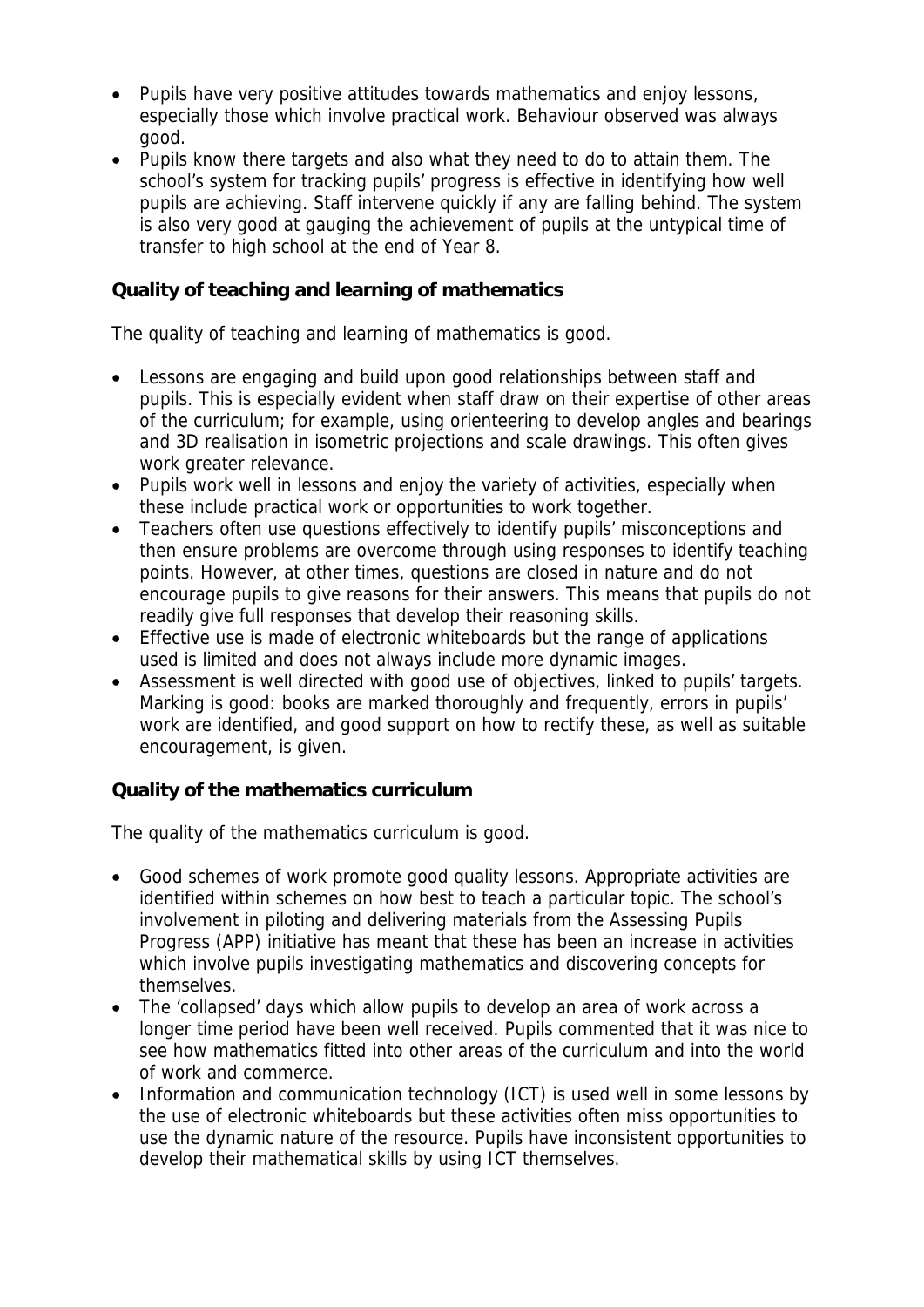- Pupils have very positive attitudes towards mathematics and enjoy lessons, especially those which involve practical work. Behaviour observed was always good.
- Pupils know there targets and also what they need to do to attain them. The school's system for tracking pupils' progress is effective in identifying how well pupils are achieving. Staff intervene quickly if any are falling behind. The system is also very good at gauging the achievement of pupils at the untypical time of transfer to high school at the end of Year 8.

**Quality of teaching and learning of mathematics**

The quality of teaching and learning of mathematics is good.

- Lessons are engaging and build upon good relationships between staff and pupils. This is especially evident when staff draw on their expertise of other areas of the curriculum; for example, using orienteering to develop angles and bearings and 3D realisation in isometric projections and scale drawings. This often gives work greater relevance.
- Pupils work well in lessons and enjoy the variety of activities, especially when these include practical work or opportunities to work together.
- Teachers often use questions effectively to identify pupils' misconceptions and then ensure problems are overcome through using responses to identify teaching points. However, at other times, questions are closed in nature and do not encourage pupils to give reasons for their answers. This means that pupils do not readily give full responses that develop their reasoning skills.
- Effective use is made of electronic whiteboards but the range of applications used is limited and does not always include more dynamic images.
- Assessment is well directed with good use of objectives, linked to pupils' targets. Marking is good: books are marked thoroughly and frequently, errors in pupils' work are identified, and good support on how to rectify these, as well as suitable encouragement, is given.

**Quality of the mathematics curriculum**

The quality of the mathematics curriculum is good.

- Good schemes of work promote good quality lessons. Appropriate activities are identified within schemes on how best to teach a particular topic. The school's involvement in piloting and delivering materials from the Assessing Pupils Progress (APP) initiative has meant that these has been an increase in activities which involve pupils investigating mathematics and discovering concepts for themselves.
- The 'collapsed' days which allow pupils to develop an area of work across a longer time period have been well received. Pupils commented that it was nice to see how mathematics fitted into other areas of the curriculum and into the world of work and commerce.
- Information and communication technology (ICT) is used well in some lessons by the use of electronic whiteboards but these activities often miss opportunities to use the dynamic nature of the resource. Pupils have inconsistent opportunities to develop their mathematical skills by using ICT themselves.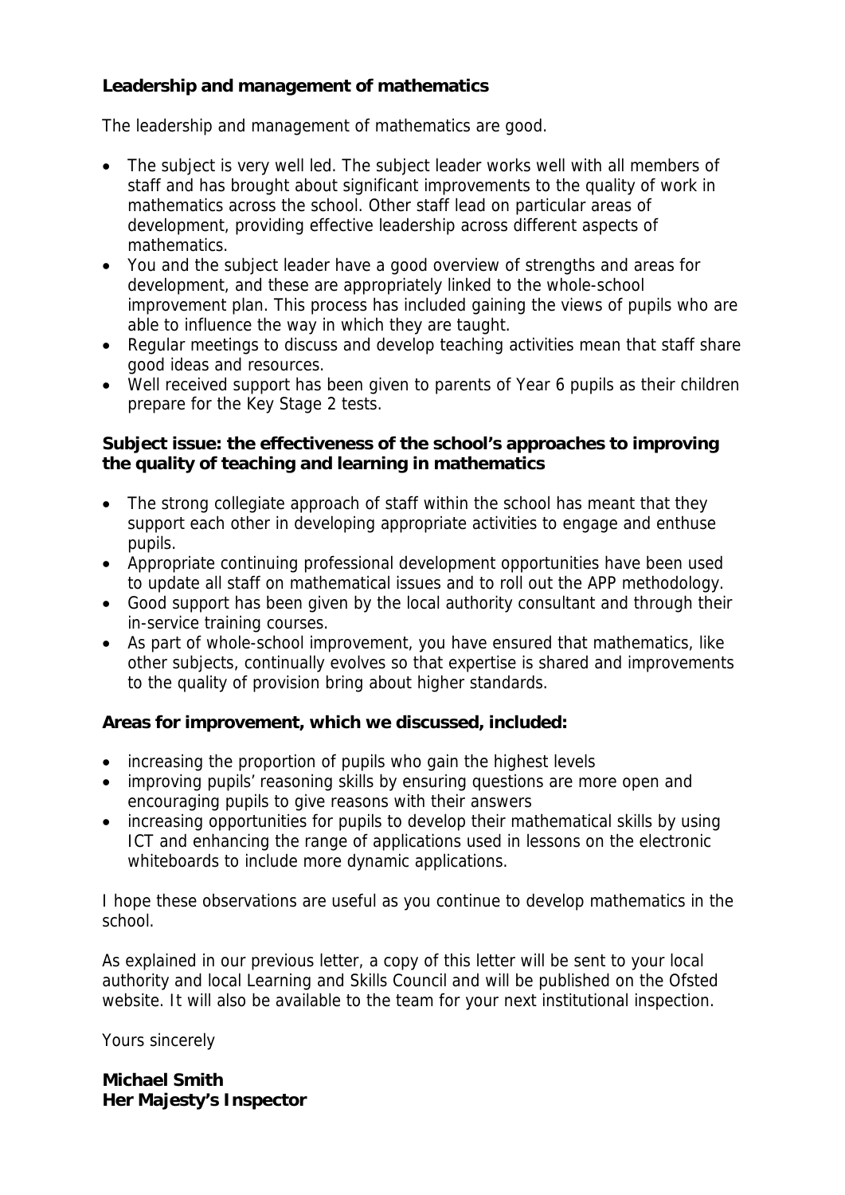**Leadership and management of mathematics**

The leadership and management of mathematics are good.

- The subject is very well led. The subject leader works well with all members of staff and has brought about significant improvements to the quality of work in mathematics across the school. Other staff lead on particular areas of development, providing effective leadership across different aspects of mathematics.
- You and the subject leader have a good overview of strengths and areas for development, and these are appropriately linked to the whole-school improvement plan. This process has included gaining the views of pupils who are able to influence the way in which they are taught.
- Regular meetings to discuss and develop teaching activities mean that staff share good ideas and resources.
- Well received support has been given to parents of Year 6 pupils as their children prepare for the Key Stage 2 tests.

**Subject issue: the effectiveness of the school's approaches to improving the quality of teaching and learning in mathematics**

- The strong collegiate approach of staff within the school has meant that they support each other in developing appropriate activities to engage and enthuse pupils.
- Appropriate continuing professional development opportunities have been used to update all staff on mathematical issues and to roll out the APP methodology.
- Good support has been given by the local authority consultant and through their in-service training courses.
- As part of whole-school improvement, you have ensured that mathematics, like other subjects, continually evolves so that expertise is shared and improvements to the quality of provision bring about higher standards.

**Areas for improvement, which we discussed, included:**

- increasing the proportion of pupils who gain the highest levels
- improving pupils' reasoning skills by ensuring questions are more open and encouraging pupils to give reasons with their answers
- increasing opportunities for pupils to develop their mathematical skills by using ICT and enhancing the range of applications used in lessons on the electronic whiteboards to include more dynamic applications.

I hope these observations are useful as you continue to develop mathematics in the school.

As explained in our previous letter, a copy of this letter will be sent to your local authority and local Learning and Skills Council and will be published on the Ofsted website. It will also be available to the team for your next institutional inspection.

Yours sincerely

**Michael Smith**
**Her Majesty's Inspector**